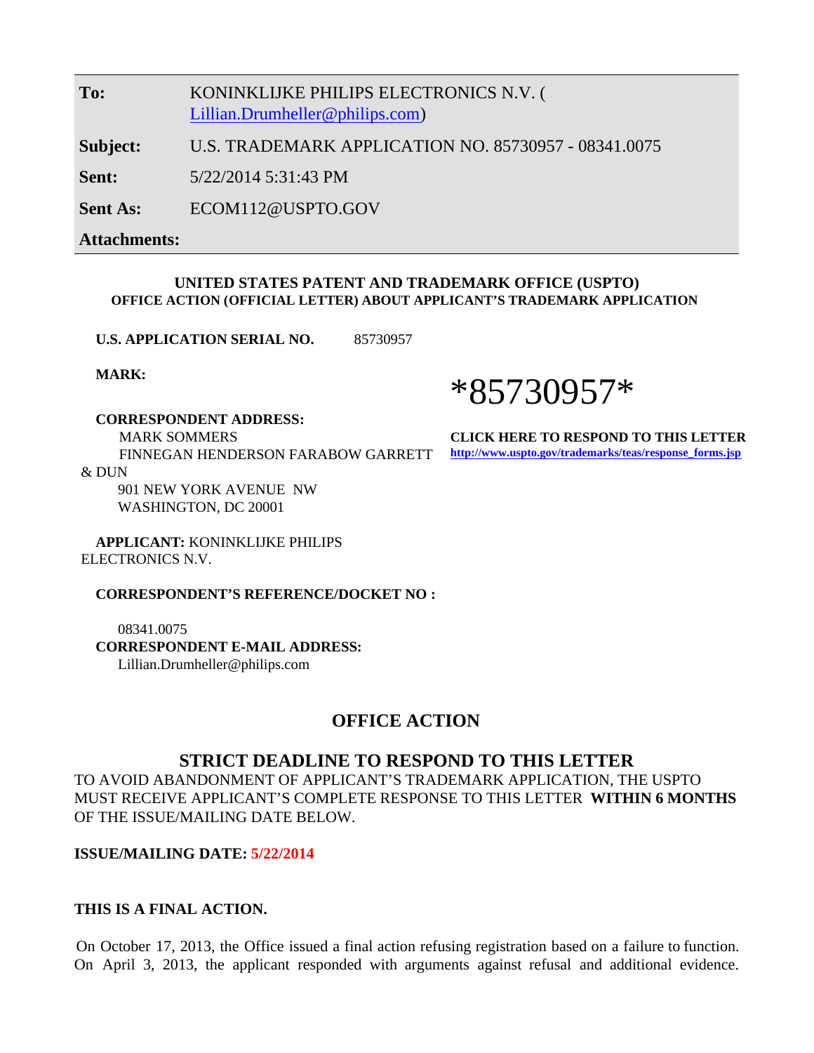| | |
|---|---|
| **To:** | KONINKLIJKE PHILIPS ELECTRONICS N.V. ( Lillian.Drumheller@philips.com) |
| **Subject:** | U.S. TRADEMARK APPLICATION NO. 85730957 - 08341.0075 |
| **Sent:** | 5/22/2014 5:31:43 PM |
| **Sent As:** | ECOM112@USPTO.GOV |
| **Attachments:** | |

**UNITED STATES PATENT AND TRADEMARK OFFICE (USPTO)**
**OFFICE ACTION (OFFICIAL LETTER) ABOUT APPLICANT'S TRADEMARK APPLICATION**

**U.S. APPLICATION SERIAL NO.** 85730957

**MARK:**

*85730957*

**CLICK HERE TO RESPOND TO THIS LETTER**
http://www.uspto.gov/trademarks/teas/response_forms.jsp

**CORRESPONDENT ADDRESS:**
MARK SOMMERS
FINNEGAN HENDERSON FARABOW GARRETT & DUN
901 NEW YORK AVENUE NW
WASHINGTON, DC 20001

**APPLICANT:** KONINKLIJKE PHILIPS ELECTRONICS N.V.

**CORRESPONDENT'S REFERENCE/DOCKET NO :**
08341.0075

**CORRESPONDENT E-MAIL ADDRESS:**
Lillian.Drumheller@philips.com

## OFFICE ACTION

### STRICT DEADLINE TO RESPOND TO THIS LETTER

TO AVOID ABANDONMENT OF APPLICANT'S TRADEMARK APPLICATION, THE USPTO MUST RECEIVE APPLICANT'S COMPLETE RESPONSE TO THIS LETTER **WITHIN 6 MONTHS** OF THE ISSUE/MAILING DATE BELOW.

**ISSUE/MAILING DATE: 5/22/2014**

**THIS IS A FINAL ACTION.**

On October 17, 2013, the Office issued a final action refusing registration based on a failure to function. On April 3, 2013, the applicant responded with arguments against refusal and additional evidence.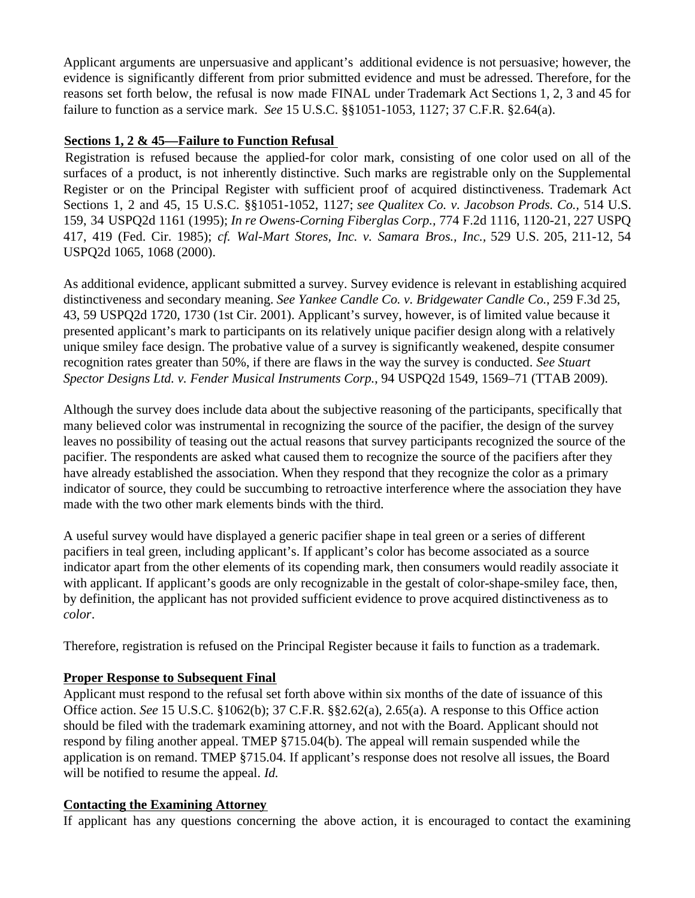Applicant arguments are unpersuasive and applicant's additional evidence is not persuasive; however, the evidence is significantly different from prior submitted evidence and must be adressed. Therefore, for the reasons set forth below, the refusal is now made FINAL under Trademark Act Sections 1, 2, 3 and 45 for failure to function as a service mark. *See* 15 U.S.C. §§1051-1053, 1127; 37 C.F.R. §2.64(a).

**Sections 1, 2 & 45—Failure to Function Refusal**

Registration is refused because the applied-for color mark, consisting of one color used on all of the surfaces of a product, is not inherently distinctive. Such marks are registrable only on the Supplemental Register or on the Principal Register with sufficient proof of acquired distinctiveness. Trademark Act Sections 1, 2 and 45, 15 U.S.C. §§1051-1052, 1127; *see Qualitex Co. v. Jacobson Prods. Co.*, 514 U.S. 159, 34 USPQ2d 1161 (1995); *In re Owens-Corning Fiberglas Corp.*, 774 F.2d 1116, 1120-21, 227 USPQ 417, 419 (Fed. Cir. 1985); *cf. Wal-Mart Stores, Inc. v. Samara Bros., Inc.*, 529 U.S. 205, 211-12, 54 USPQ2d 1065, 1068 (2000).

As additional evidence, applicant submitted a survey. Survey evidence is relevant in establishing acquired distinctiveness and secondary meaning. *See Yankee Candle Co. v. Bridgewater Candle Co.*, 259 F.3d 25, 43, 59 USPQ2d 1720, 1730 (1st Cir. 2001). Applicant's survey, however, is of limited value because it presented applicant's mark to participants on its relatively unique pacifier design along with a relatively unique smiley face design. The probative value of a survey is significantly weakened, despite consumer recognition rates greater than 50%, if there are flaws in the way the survey is conducted. *See Stuart Spector Designs Ltd. v. Fender Musical Instruments Corp.*, 94 USPQ2d 1549, 1569–71 (TTAB 2009).

Although the survey does include data about the subjective reasoning of the participants, specifically that many believed color was instrumental in recognizing the source of the pacifier, the design of the survey leaves no possibility of teasing out the actual reasons that survey participants recognized the source of the pacifier. The respondents are asked what caused them to recognize the source of the pacifiers after they have already established the association. When they respond that they recognize the color as a primary indicator of source, they could be succumbing to retroactive interference where the association they have made with the two other mark elements binds with the third.

A useful survey would have displayed a generic pacifier shape in teal green or a series of different pacifiers in teal green, including applicant's. If applicant's color has become associated as a source indicator apart from the other elements of its copending mark, then consumers would readily associate it with applicant. If applicant's goods are only recognizable in the gestalt of color-shape-smiley face, then, by definition, the applicant has not provided sufficient evidence to prove acquired distinctiveness as to *color*.

Therefore, registration is refused on the Principal Register because it fails to function as a trademark.

**Proper Response to Subsequent Final**

Applicant must respond to the refusal set forth above within six months of the date of issuance of this Office action. *See* 15 U.S.C. §1062(b); 37 C.F.R. §§2.62(a), 2.65(a). A response to this Office action should be filed with the trademark examining attorney, and not with the Board. Applicant should not respond by filing another appeal. TMEP §715.04(b). The appeal will remain suspended while the application is on remand. TMEP §715.04. If applicant's response does not resolve all issues, the Board will be notified to resume the appeal. *Id.*

**Contacting the Examining Attorney**

If applicant has any questions concerning the above action, it is encouraged to contact the examining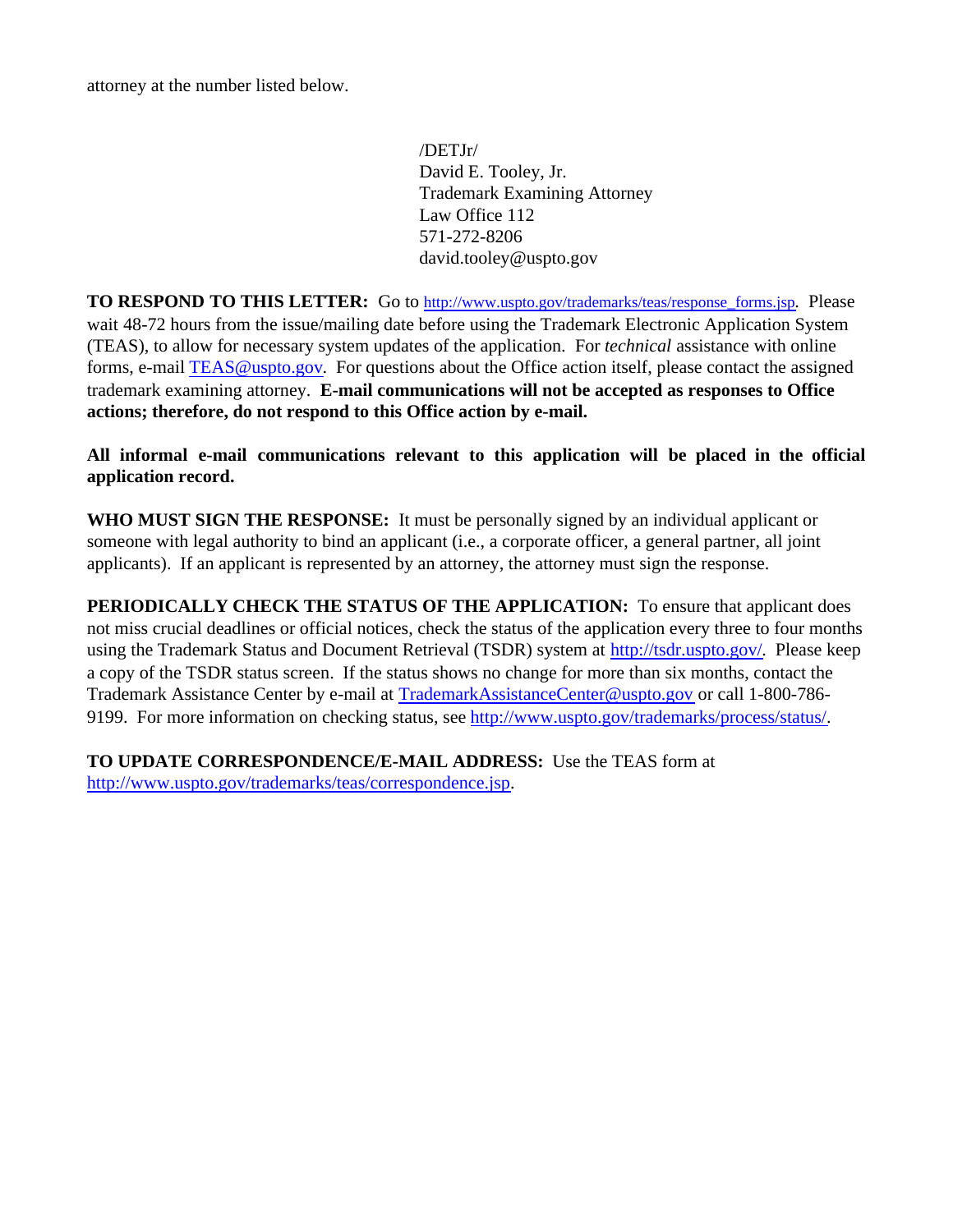attorney at the number listed below.

/DETJr/
David E. Tooley, Jr.
Trademark Examining Attorney
Law Office 112
571-272-8206
david.tooley@uspto.gov

**TO RESPOND TO THIS LETTER:** Go to http://www.uspto.gov/trademarks/teas/response_forms.jsp. Please wait 48-72 hours from the issue/mailing date before using the Trademark Electronic Application System (TEAS), to allow for necessary system updates of the application. For *technical* assistance with online forms, e-mail TEAS@uspto.gov. For questions about the Office action itself, please contact the assigned trademark examining attorney. **E-mail communications will not be accepted as responses to Office actions; therefore, do not respond to this Office action by e-mail.**

**All informal e-mail communications relevant to this application will be placed in the official application record.**

**WHO MUST SIGN THE RESPONSE:** It must be personally signed by an individual applicant or someone with legal authority to bind an applicant (i.e., a corporate officer, a general partner, all joint applicants). If an applicant is represented by an attorney, the attorney must sign the response.

**PERIODICALLY CHECK THE STATUS OF THE APPLICATION:** To ensure that applicant does not miss crucial deadlines or official notices, check the status of the application every three to four months using the Trademark Status and Document Retrieval (TSDR) system at http://tsdr.uspto.gov/. Please keep a copy of the TSDR status screen. If the status shows no change for more than six months, contact the Trademark Assistance Center by e-mail at TrademarkAssistanceCenter@uspto.gov or call 1-800-786-9199. For more information on checking status, see http://www.uspto.gov/trademarks/process/status/.

**TO UPDATE CORRESPONDENCE/E-MAIL ADDRESS:** Use the TEAS form at http://www.uspto.gov/trademarks/teas/correspondence.jsp.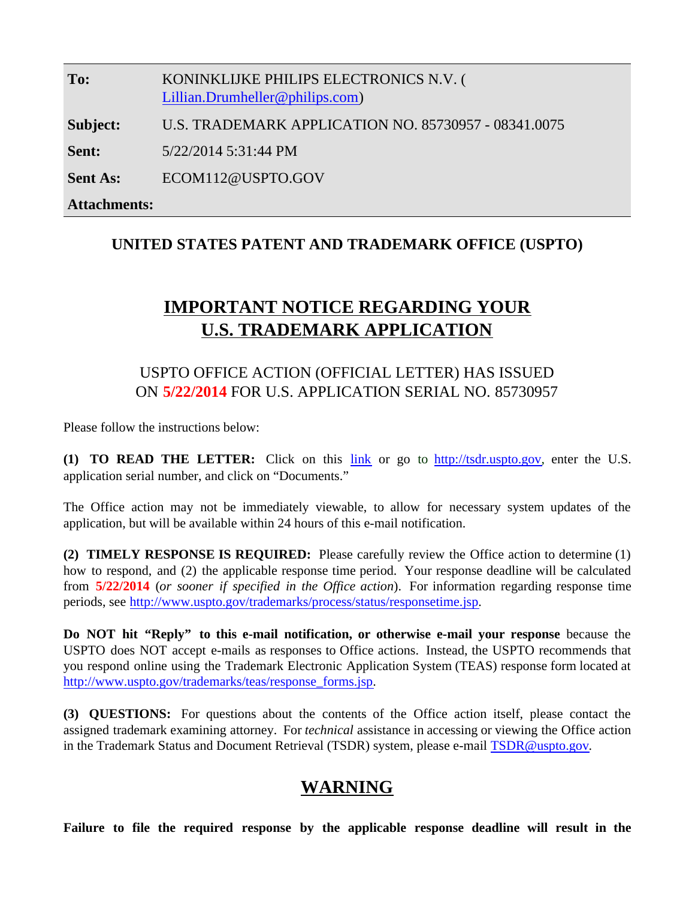| | |
|---|---|
| **To:** | KONINKLIJKE PHILIPS ELECTRONICS N.V. ( Lillian.Drumheller@philips.com) |
| **Subject:** | U.S. TRADEMARK APPLICATION NO. 85730957 - 08341.0075 |
| **Sent:** | 5/22/2014 5:31:44 PM |
| **Sent As:** | ECOM112@USPTO.GOV |
| **Attachments:** | |

**UNITED STATES PATENT AND TRADEMARK OFFICE (USPTO)**

# IMPORTANT NOTICE REGARDING YOUR U.S. TRADEMARK APPLICATION

USPTO OFFICE ACTION (OFFICIAL LETTER) HAS ISSUED ON **5/22/2014** FOR U.S. APPLICATION SERIAL NO. 85730957

Please follow the instructions below:

**(1) TO READ THE LETTER:** Click on this link or go to http://tsdr.uspto.gov, enter the U.S. application serial number, and click on "Documents."

The Office action may not be immediately viewable, to allow for necessary system updates of the application, but will be available within 24 hours of this e-mail notification.

**(2) TIMELY RESPONSE IS REQUIRED:** Please carefully review the Office action to determine (1) how to respond, and (2) the applicable response time period. Your response deadline will be calculated from **5/22/2014** (*or sooner if specified in the Office action*). For information regarding response time periods, see http://www.uspto.gov/trademarks/process/status/responsetime.jsp.

**Do NOT hit "Reply" to this e-mail notification, or otherwise e-mail your response** because the USPTO does NOT accept e-mails as responses to Office actions. Instead, the USPTO recommends that you respond online using the Trademark Electronic Application System (TEAS) response form located at http://www.uspto.gov/trademarks/teas/response_forms.jsp.

**(3) QUESTIONS:** For questions about the contents of the Office action itself, please contact the assigned trademark examining attorney. For *technical* assistance in accessing or viewing the Office action in the Trademark Status and Document Retrieval (TSDR) system, please e-mail TSDR@uspto.gov.

## WARNING

**Failure to file the required response by the applicable response deadline will result in the**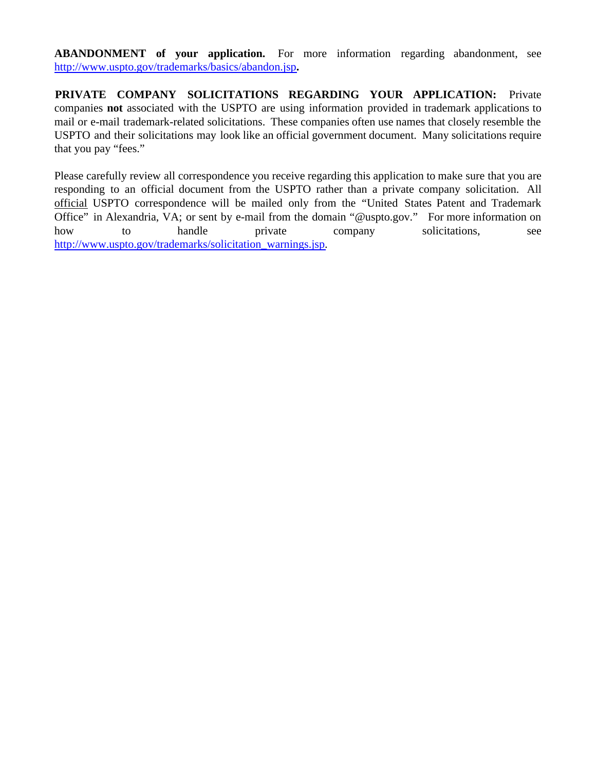**ABANDONMENT of your application.** For more information regarding abandonment, see http://www.uspto.gov/trademarks/basics/abandon.jsp**.**

**PRIVATE COMPANY SOLICITATIONS REGARDING YOUR APPLICATION:** Private companies **not** associated with the USPTO are using information provided in trademark applications to mail or e-mail trademark-related solicitations. These companies often use names that closely resemble the USPTO and their solicitations may look like an official government document. Many solicitations require that you pay "fees."

Please carefully review all correspondence you receive regarding this application to make sure that you are responding to an official document from the USPTO rather than a private company solicitation. All official USPTO correspondence will be mailed only from the "United States Patent and Trademark Office" in Alexandria, VA; or sent by e-mail from the domain "@uspto.gov." For more information on how to handle private company solicitations, see http://www.uspto.gov/trademarks/solicitation_warnings.jsp.